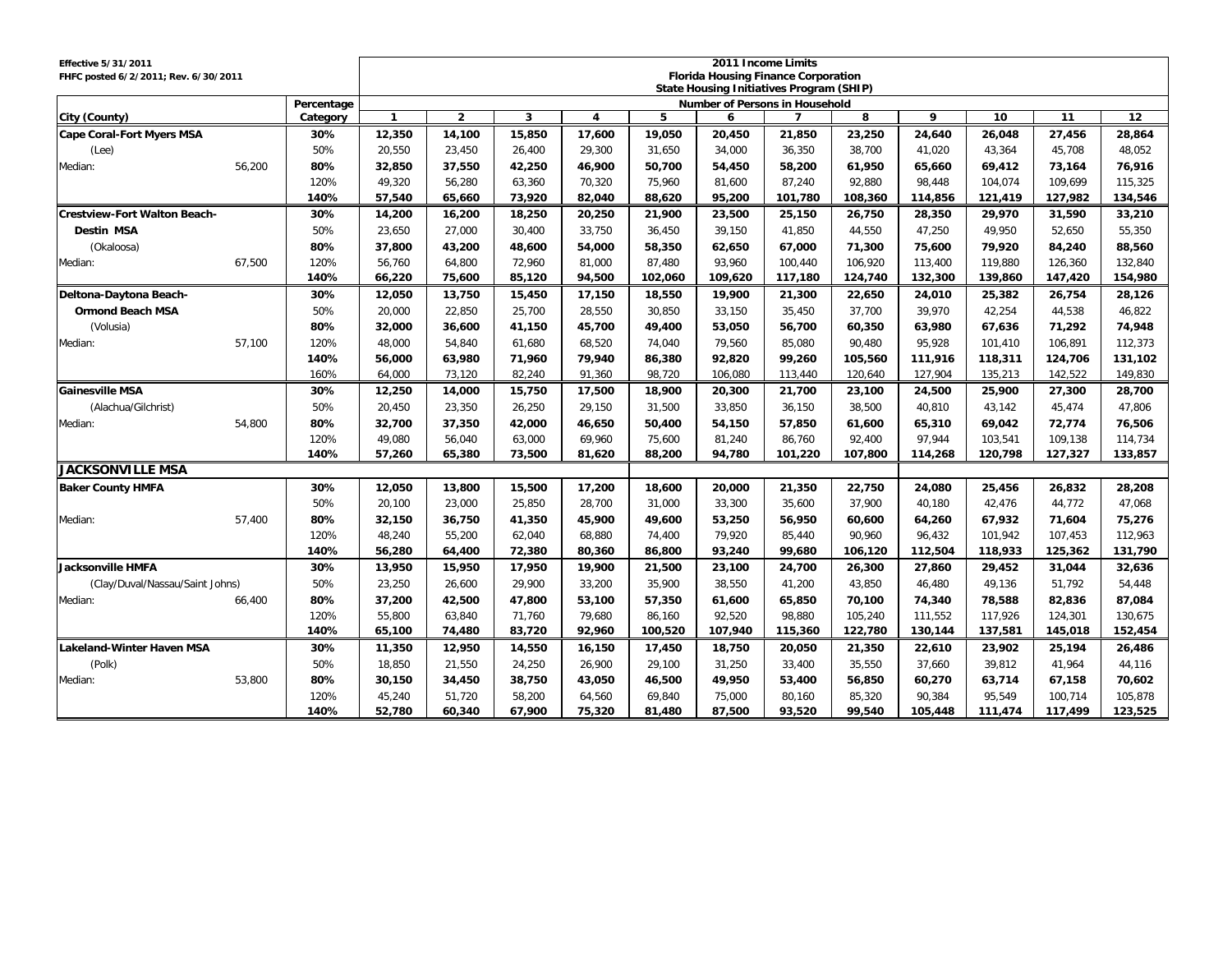Effective 5/31/2011
FHFC posted 6/2/2011; Rev. 6/30/2011

**2011 Income Limits**
**Florida Housing Finance Corporation**
**State Housing Initiatives Program (SHIP)**

| City (County) | | Percentage Category | Number of Persons in Household | | | | | | | | | | | |
|---|---|---|---|---|---|---|---|---|---|---|---|---|---|---|
| | | | 1 | 2 | 3 | 4 | 5 | 6 | 7 | 8 | 9 | 10 | 11 | 12 |
| **Cape Coral-Fort Myers MSA** | | **30%** | **12,350** | **14,100** | **15,850** | **17,600** | **19,050** | **20,450** | **21,850** | **23,250** | **24,640** | **26,048** | **27,456** | **28,864** |
| (Lee) | | 50% | 20,550 | 23,450 | 26,400 | 29,300 | 31,650 | 34,000 | 36,350 | 38,700 | 41,020 | 43,364 | 45,708 | 48,052 |
| Median: | 56,200 | **80%** | **32,850** | **37,550** | **42,250** | **46,900** | **50,700** | **54,450** | **58,200** | **61,950** | **65,660** | **69,412** | **73,164** | **76,916** |
| | | 120% | 49,320 | 56,280 | 63,360 | 70,320 | 75,960 | 81,600 | 87,240 | 92,880 | 98,448 | 104,074 | 109,699 | 115,325 |
| | | **140%** | **57,540** | **65,660** | **73,920** | **82,040** | **88,620** | **95,200** | **101,780** | **108,360** | **114,856** | **121,419** | **127,982** | **134,546** |
| **Crestview-Fort Walton Beach-** | | **30%** | **14,200** | **16,200** | **18,250** | **20,250** | **21,900** | **23,500** | **25,150** | **26,750** | **28,350** | **29,970** | **31,590** | **33,210** |
| **Destin MSA** | | 50% | 23,650 | 27,000 | 30,400 | 33,750 | 36,450 | 39,150 | 41,850 | 44,550 | 47,250 | 49,950 | 52,650 | 55,350 |
| (Okaloosa) | | **80%** | **37,800** | **43,200** | **48,600** | **54,000** | **58,350** | **62,650** | **67,000** | **71,300** | **75,600** | **79,920** | **84,240** | **88,560** |
| Median: | 67,500 | 120% | 56,760 | 64,800 | 72,960 | 81,000 | 87,480 | 93,960 | 100,440 | 106,920 | 113,400 | 119,880 | 126,360 | 132,840 |
| | | **140%** | **66,220** | **75,600** | **85,120** | **94,500** | **102,060** | **109,620** | **117,180** | **124,740** | **132,300** | **139,860** | **147,420** | **154,980** |
| **Deltona-Daytona Beach-** | | **30%** | **12,050** | **13,750** | **15,450** | **17,150** | **18,550** | **19,900** | **21,300** | **22,650** | **24,010** | **25,382** | **26,754** | **28,126** |
| **Ormond Beach MSA** | | 50% | 20,000 | 22,850 | 25,700 | 28,550 | 30,850 | 33,150 | 35,450 | 37,700 | 39,970 | 42,254 | 44,538 | 46,822 |
| (Volusia) | | **80%** | **32,000** | **36,600** | **41,150** | **45,700** | **49,400** | **53,050** | **56,700** | **60,350** | **63,980** | **67,636** | **71,292** | **74,948** |
| Median: | 57,100 | 120% | 48,000 | 54,840 | 61,680 | 68,520 | 74,040 | 79,560 | 85,080 | 90,480 | 95,928 | 101,410 | 106,891 | 112,373 |
| | | **140%** | **56,000** | **63,980** | **71,960** | **79,940** | **86,380** | **92,820** | **99,260** | **105,560** | **111,916** | **118,311** | **124,706** | **131,102** |
| | | 160% | 64,000 | 73,120 | 82,240 | 91,360 | 98,720 | 106,080 | 113,440 | 120,640 | 127,904 | 135,213 | 142,522 | 149,830 |
| **Gainesville MSA** | | **30%** | **12,250** | **14,000** | **15,750** | **17,500** | **18,900** | **20,300** | **21,700** | **23,100** | **24,500** | **25,900** | **27,300** | **28,700** |
| (Alachua/Gilchrist) | | 50% | 20,450 | 23,350 | 26,250 | 29,150 | 31,500 | 33,850 | 36,150 | 38,500 | 40,810 | 43,142 | 45,474 | 47,806 |
| Median: | 54,800 | **80%** | **32,700** | **37,350** | **42,000** | **46,650** | **50,400** | **54,150** | **57,850** | **61,600** | **65,310** | **69,042** | **72,774** | **76,506** |
| | | 120% | 49,080 | 56,040 | 63,000 | 69,960 | 75,600 | 81,240 | 86,760 | 92,400 | 97,944 | 103,541 | 109,138 | 114,734 |
| | | **140%** | **57,260** | **65,380** | **73,500** | **81,620** | **88,200** | **94,780** | **101,220** | **107,800** | **114,268** | **120,798** | **127,327** | **133,857** |
| **JACKSONVILLE MSA** | | | | | | | | | | | | | | |
| **Baker County HMFA** | | **30%** | **12,050** | **13,800** | **15,500** | **17,200** | **18,600** | **20,000** | **21,350** | **22,750** | **24,080** | **25,456** | **26,832** | **28,208** |
| | | 50% | 20,100 | 23,000 | 25,850 | 28,700 | 31,000 | 33,300 | 35,600 | 37,900 | 40,180 | 42,476 | 44,772 | 47,068 |
| Median: | 57,400 | **80%** | **32,150** | **36,750** | **41,350** | **45,900** | **49,600** | **53,250** | **56,950** | **60,600** | **64,260** | **67,932** | **71,604** | **75,276** |
| | | 120% | 48,240 | 55,200 | 62,040 | 68,880 | 74,400 | 79,920 | 85,440 | 90,960 | 96,432 | 101,942 | 107,453 | 112,963 |
| | | **140%** | **56,280** | **64,400** | **72,380** | **80,360** | **86,800** | **93,240** | **99,680** | **106,120** | **112,504** | **118,933** | **125,362** | **131,790** |
| **Jacksonville HMFA** | | **30%** | **13,950** | **15,950** | **17,950** | **19,900** | **21,500** | **23,100** | **24,700** | **26,300** | **27,860** | **29,452** | **31,044** | **32,636** |
| (Clay/Duval/Nassau/Saint Johns) | | 50% | 23,250 | 26,600 | 29,900 | 33,200 | 35,900 | 38,550 | 41,200 | 43,850 | 46,480 | 49,136 | 51,792 | 54,448 |
| Median: | 66,400 | **80%** | **37,200** | **42,500** | **47,800** | **53,100** | **57,350** | **61,600** | **65,850** | **70,100** | **74,340** | **78,588** | **82,836** | **87,084** |
| | | 120% | 55,800 | 63,840 | 71,760 | 79,680 | 86,160 | 92,520 | 98,880 | 105,240 | 111,552 | 117,926 | 124,301 | 130,675 |
| | | **140%** | **65,100** | **74,480** | **83,720** | **92,960** | **100,520** | **107,940** | **115,360** | **122,780** | **130,144** | **137,581** | **145,018** | **152,454** |
| **Lakeland-Winter Haven MSA** | | **30%** | **11,350** | **12,950** | **14,550** | **16,150** | **17,450** | **18,750** | **20,050** | **21,350** | **22,610** | **23,902** | **25,194** | **26,486** |
| (Polk) | | 50% | 18,850 | 21,550 | 24,250 | 26,900 | 29,100 | 31,250 | 33,400 | 35,550 | 37,660 | 39,812 | 41,964 | 44,116 |
| Median: | 53,800 | **80%** | **30,150** | **34,450** | **38,750** | **43,050** | **46,500** | **49,950** | **53,400** | **56,850** | **60,270** | **63,714** | **67,158** | **70,602** |
| | | 120% | 45,240 | 51,720 | 58,200 | 64,560 | 69,840 | 75,000 | 80,160 | 85,320 | 90,384 | 95,549 | 100,714 | 105,878 |
| | | **140%** | **52,780** | **60,340** | **67,900** | **75,320** | **81,480** | **87,500** | **93,520** | **99,540** | **105,448** | **111,474** | **117,499** | **123,525** |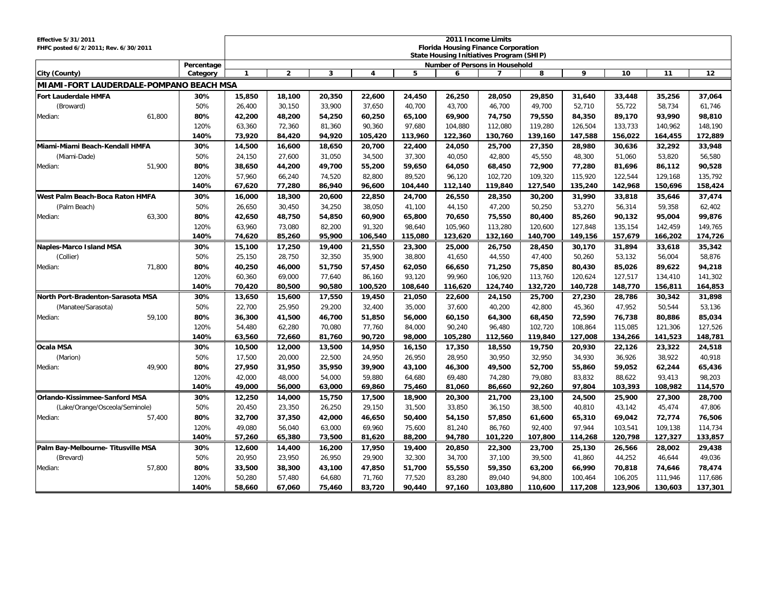Effective 5/31/2011
FHFC posted 6/2/2011; Rev. 6/30/2011

**2011 Income Limits**
**Florida Housing Finance Corporation**
**State Housing Initiatives Program (SHIP)**

| City (County) | | Percentage Category | Number of Persons in Household | | | | | | | | | | | |
|---|---|---|---|---|---|---|---|---|---|---|---|---|---|---|
| | | | 1 | 2 | 3 | 4 | 5 | 6 | 7 | 8 | 9 | 10 | 11 | 12 |
| **MIAMI-FORT LAUDERDALE-POMPANO BEACH MSA** | | | | | | | | | | | | | | |
| **Fort Lauderdale HMFA** | | **30%** | **15,850** | **18,100** | **20,350** | **22,600** | **24,450** | **26,250** | **28,050** | **29,850** | **31,640** | **33,448** | **35,256** | **37,064** |
| (Broward) | | 50% | 26,400 | 30,150 | 33,900 | 37,650 | 40,700 | 43,700 | 46,700 | 49,700 | 52,710 | 55,722 | 58,734 | 61,746 |
| Median: | 61,800 | **80%** | **42,200** | **48,200** | **54,250** | **60,250** | **65,100** | **69,900** | **74,750** | **79,550** | **84,350** | **89,170** | **93,990** | **98,810** |
| | | 120% | 63,360 | 72,360 | 81,360 | 90,360 | 97,680 | 104,880 | 112,080 | 119,280 | 126,504 | 133,733 | 140,962 | 148,190 |
| | | **140%** | **73,920** | **84,420** | **94,920** | **105,420** | **113,960** | **122,360** | **130,760** | **139,160** | **147,588** | **156,022** | **164,455** | **172,889** |
| **Miami-Miami Beach-Kendall HMFA** | | **30%** | **14,500** | **16,600** | **18,650** | **20,700** | **22,400** | **24,050** | **25,700** | **27,350** | **28,980** | **30,636** | **32,292** | **33,948** |
| (Miami-Dade) | | 50% | 24,150 | 27,600 | 31,050 | 34,500 | 37,300 | 40,050 | 42,800 | 45,550 | 48,300 | 51,060 | 53,820 | 56,580 |
| Median: | 51,900 | **80%** | **38,650** | **44,200** | **49,700** | **55,200** | **59,650** | **64,050** | **68,450** | **72,900** | **77,280** | **81,696** | **86,112** | **90,528** |
| | | 120% | 57,960 | 66,240 | 74,520 | 82,800 | 89,520 | 96,120 | 102,720 | 109,320 | 115,920 | 122,544 | 129,168 | 135,792 |
| | | **140%** | **67,620** | **77,280** | **86,940** | **96,600** | **104,440** | **112,140** | **119,840** | **127,540** | **135,240** | **142,968** | **150,696** | **158,424** |
| **West Palm Beach-Boca Raton HMFA** | | **30%** | **16,000** | **18,300** | **20,600** | **22,850** | **24,700** | **26,550** | **28,350** | **30,200** | **31,990** | **33,818** | **35,646** | **37,474** |
| (Palm Beach) | | 50% | 26,650 | 30,450 | 34,250 | 38,050 | 41,100 | 44,150 | 47,200 | 50,250 | 53,270 | 56,314 | 59,358 | 62,402 |
| Median: | 63,300 | **80%** | **42,650** | **48,750** | **54,850** | **60,900** | **65,800** | **70,650** | **75,550** | **80,400** | **85,260** | **90,132** | **95,004** | **99,876** |
| | | 120% | 63,960 | 73,080 | 82,200 | 91,320 | 98,640 | 105,960 | 113,280 | 120,600 | 127,848 | 135,154 | 142,459 | 149,765 |
| | | **140%** | **74,620** | **85,260** | **95,900** | **106,540** | **115,080** | **123,620** | **132,160** | **140,700** | **149,156** | **157,679** | **166,202** | **174,726** |
| **Naples-Marco Island MSA** | | **30%** | **15,100** | **17,250** | **19,400** | **21,550** | **23,300** | **25,000** | **26,750** | **28,450** | **30,170** | **31,894** | **33,618** | **35,342** |
| (Collier) | | 50% | 25,150 | 28,750 | 32,350 | 35,900 | 38,800 | 41,650 | 44,550 | 47,400 | 50,260 | 53,132 | 56,004 | 58,876 |
| Median: | 71,800 | **80%** | **40,250** | **46,000** | **51,750** | **57,450** | **62,050** | **66,650** | **71,250** | **75,850** | **80,430** | **85,026** | **89,622** | **94,218** |
| | | 120% | 60,360 | 69,000 | 77,640 | 86,160 | 93,120 | 99,960 | 106,920 | 113,760 | 120,624 | 127,517 | 134,410 | 141,302 |
| | | **140%** | **70,420** | **80,500** | **90,580** | **100,520** | **108,640** | **116,620** | **124,740** | **132,720** | **140,728** | **148,770** | **156,811** | **164,853** |
| **North Port-Bradenton-Sarasota MSA** | | **30%** | **13,650** | **15,600** | **17,550** | **19,450** | **21,050** | **22,600** | **24,150** | **25,700** | **27,230** | **28,786** | **30,342** | **31,898** |
| (Manatee/Sarasota) | | 50% | 22,700 | 25,950 | 29,200 | 32,400 | 35,000 | 37,600 | 40,200 | 42,800 | 45,360 | 47,952 | 50,544 | 53,136 |
| Median: | 59,100 | **80%** | **36,300** | **41,500** | **46,700** | **51,850** | **56,000** | **60,150** | **64,300** | **68,450** | **72,590** | **76,738** | **80,886** | **85,034** |
| | | 120% | 54,480 | 62,280 | 70,080 | 77,760 | 84,000 | 90,240 | 96,480 | 102,720 | 108,864 | 115,085 | 121,306 | 127,526 |
| | | **140%** | **63,560** | **72,660** | **81,760** | **90,720** | **98,000** | **105,280** | **112,560** | **119,840** | **127,008** | **134,266** | **141,523** | **148,781** |
| **Ocala MSA** | | **30%** | **10,500** | **12,000** | **13,500** | **14,950** | **16,150** | **17,350** | **18,550** | **19,750** | **20,930** | **22,126** | **23,322** | **24,518** |
| (Marion) | | 50% | 17,500 | 20,000 | 22,500 | 24,950 | 26,950 | 28,950 | 30,950 | 32,950 | 34,930 | 36,926 | 38,922 | 40,918 |
| Median: | 49,900 | **80%** | **27,950** | **31,950** | **35,950** | **39,900** | **43,100** | **46,300** | **49,500** | **52,700** | **55,860** | **59,052** | **62,244** | **65,436** |
| | | 120% | 42,000 | 48,000 | 54,000 | 59,880 | 64,680 | 69,480 | 74,280 | 79,080 | 83,832 | 88,622 | 93,413 | 98,203 |
| | | **140%** | **49,000** | **56,000** | **63,000** | **69,860** | **75,460** | **81,060** | **86,660** | **92,260** | **97,804** | **103,393** | **108,982** | **114,570** |
| **Orlando-Kissimmee-Sanford MSA** | | **30%** | **12,250** | **14,000** | **15,750** | **17,500** | **18,900** | **20,300** | **21,700** | **23,100** | **24,500** | **25,900** | **27,300** | **28,700** |
| (Lake/Orange/Osceola/Seminole) | | 50% | 20,450 | 23,350 | 26,250 | 29,150 | 31,500 | 33,850 | 36,150 | 38,500 | 40,810 | 43,142 | 45,474 | 47,806 |
| Median: | 57,400 | **80%** | **32,700** | **37,350** | **42,000** | **46,650** | **50,400** | **54,150** | **57,850** | **61,600** | **65,310** | **69,042** | **72,774** | **76,506** |
| | | 120% | 49,080 | 56,040 | 63,000 | 69,960 | 75,600 | 81,240 | 86,760 | 92,400 | 97,944 | 103,541 | 109,138 | 114,734 |
| | | **140%** | **57,260** | **65,380** | **73,500** | **81,620** | **88,200** | **94,780** | **101,220** | **107,800** | **114,268** | **120,798** | **127,327** | **133,857** |
| **Palm Bay-Melbourne- Titusville MSA** | | **30%** | **12,600** | **14,400** | **16,200** | **17,950** | **19,400** | **20,850** | **22,300** | **23,700** | **25,130** | **26,566** | **28,002** | **29,438** |
| (Brevard) | | 50% | 20,950 | 23,950 | 26,950 | 29,900 | 32,300 | 34,700 | 37,100 | 39,500 | 41,860 | 44,252 | 46,644 | 49,036 |
| Median: | 57,800 | **80%** | **33,500** | **38,300** | **43,100** | **47,850** | **51,700** | **55,550** | **59,350** | **63,200** | **66,990** | **70,818** | **74,646** | **78,474** |
| | | 120% | 50,280 | 57,480 | 64,680 | 71,760 | 77,520 | 83,280 | 89,040 | 94,800 | 100,464 | 106,205 | 111,946 | 117,686 |
| | | **140%** | **58,660** | **67,060** | **75,460** | **83,720** | **90,440** | **97,160** | **103,880** | **110,600** | **117,208** | **123,906** | **130,603** | **137,301** |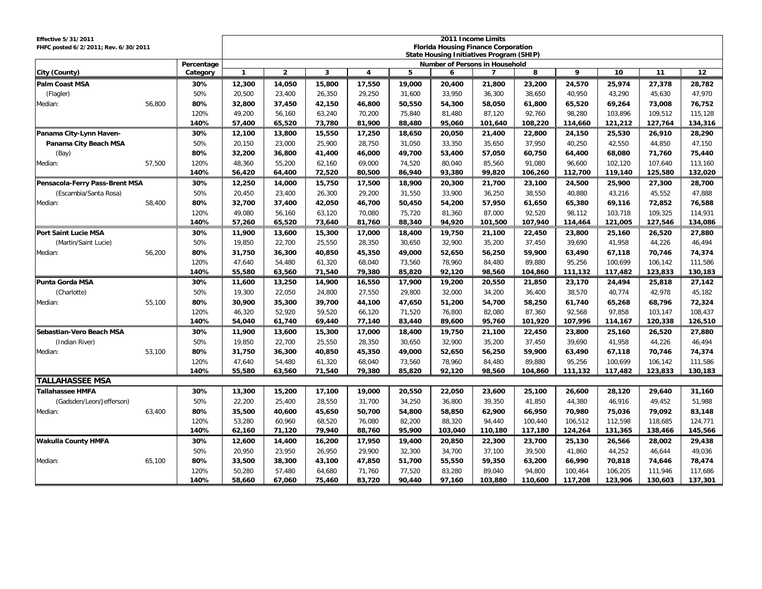Effective 5/31/2011
FHFC posted 6/2/2011; Rev. 6/30/2011

**2011 Income Limits**
**Florida Housing Finance Corporation**
**State Housing Initiatives Program (SHIP)**

| City (County) | | Percentage Category | Number of Persons in Household | | | | | | | | | | | |
|---|---|---|---|---|---|---|---|---|---|---|---|---|---|---|
| | | | **1** | **2** | **3** | **4** | **5** | **6** | **7** | **8** | **9** | **10** | **11** | **12** |
| **Palm Coast MSA** | | **30%** | **12,300** | **14,050** | **15,800** | **17,550** | **19,000** | **20,400** | **21,800** | **23,200** | **24,570** | **25,974** | **27,378** | **28,782** |
| (Flagler) | | 50% | 20,500 | 23,400 | 26,350 | 29,250 | 31,600 | 33,950 | 36,300 | 38,650 | 40,950 | 43,290 | 45,630 | 47,970 |
| Median: | 56,800 | **80%** | **32,800** | **37,450** | **42,150** | **46,800** | **50,550** | **54,300** | **58,050** | **61,800** | **65,520** | **69,264** | **73,008** | **76,752** |
| | | 120% | 49,200 | 56,160 | 63,240 | 70,200 | 75,840 | 81,480 | 87,120 | 92,760 | 98,280 | 103,896 | 109,512 | 115,128 |
| | | **140%** | **57,400** | **65,520** | **73,780** | **81,900** | **88,480** | **95,060** | **101,640** | **108,220** | **114,660** | **121,212** | **127,764** | **134,316** |
| **Panama City-Lynn Haven-** | | **30%** | **12,100** | **13,800** | **15,550** | **17,250** | **18,650** | **20,050** | **21,400** | **22,800** | **24,150** | **25,530** | **26,910** | **28,290** |
| **Panama City Beach MSA** | | 50% | 20,150 | 23,000 | 25,900 | 28,750 | 31,050 | 33,350 | 35,650 | 37,950 | 40,250 | 42,550 | 44,850 | 47,150 |
| (Bay) | | **80%** | **32,200** | **36,800** | **41,400** | **46,000** | **49,700** | **53,400** | **57,050** | **60,750** | **64,400** | **68,080** | **71,760** | **75,440** |
| Median: | 57,500 | 120% | 48,360 | 55,200 | 62,160 | 69,000 | 74,520 | 80,040 | 85,560 | 91,080 | 96,600 | 102,120 | 107,640 | 113,160 |
| | | **140%** | **56,420** | **64,400** | **72,520** | **80,500** | **86,940** | **93,380** | **99,820** | **106,260** | **112,700** | **119,140** | **125,580** | **132,020** |
| **Pensacola-Ferry Pass-Brent MSA** | | **30%** | **12,250** | **14,000** | **15,750** | **17,500** | **18,900** | **20,300** | **21,700** | **23,100** | **24,500** | **25,900** | **27,300** | **28,700** |
| (Escambia/Santa Rosa) | | 50% | 20,450 | 23,400 | 26,300 | 29,200 | 31,550 | 33,900 | 36,250 | 38,550 | 40,880 | 43,216 | 45,552 | 47,888 |
| Median: | 58,400 | **80%** | **32,700** | **37,400** | **42,050** | **46,700** | **50,450** | **54,200** | **57,950** | **61,650** | **65,380** | **69,116** | **72,852** | **76,588** |
| | | 120% | 49,080 | 56,160 | 63,120 | 70,080 | 75,720 | 81,360 | 87,000 | 92,520 | 98,112 | 103,718 | 109,325 | 114,931 |
| | | **140%** | **57,260** | **65,520** | **73,640** | **81,760** | **88,340** | **94,920** | **101,500** | **107,940** | **114,464** | **121,005** | **127,546** | **134,086** |
| **Port Saint Lucie MSA** | | **30%** | **11,900** | **13,600** | **15,300** | **17,000** | **18,400** | **19,750** | **21,100** | **22,450** | **23,800** | **25,160** | **26,520** | **27,880** |
| (Martin/Saint Lucie) | | 50% | 19,850 | 22,700 | 25,550 | 28,350 | 30,650 | 32,900 | 35,200 | 37,450 | 39,690 | 41,958 | 44,226 | 46,494 |
| Median: | 56,200 | **80%** | **31,750** | **36,300** | **40,850** | **45,350** | **49,000** | **52,650** | **56,250** | **59,900** | **63,490** | **67,118** | **70,746** | **74,374** |
| | | 120% | 47,640 | 54,480 | 61,320 | 68,040 | 73,560 | 78,960 | 84,480 | 89,880 | 95,256 | 100,699 | 106,142 | 111,586 |
| | | **140%** | **55,580** | **63,560** | **71,540** | **79,380** | **85,820** | **92,120** | **98,560** | **104,860** | **111,132** | **117,482** | **123,833** | **130,183** |
| **Punta Gorda MSA** | | **30%** | **11,600** | **13,250** | **14,900** | **16,550** | **17,900** | **19,200** | **20,550** | **21,850** | **23,170** | **24,494** | **25,818** | **27,142** |
| (Charlotte) | | 50% | 19,300 | 22,050 | 24,800 | 27,550 | 29,800 | 32,000 | 34,200 | 36,400 | 38,570 | 40,774 | 42,978 | 45,182 |
| Median: | 55,100 | **80%** | **30,900** | **35,300** | **39,700** | **44,100** | **47,650** | **51,200** | **54,700** | **58,250** | **61,740** | **65,268** | **68,796** | **72,324** |
| | | 120% | 46,320 | 52,920 | 59,520 | 66,120 | 71,520 | 76,800 | 82,080 | 87,360 | 92,568 | 97,858 | 103,147 | 108,437 |
| | | **140%** | **54,040** | **61,740** | **69,440** | **77,140** | **83,440** | **89,600** | **95,760** | **101,920** | **107,996** | **114,167** | **120,338** | **126,510** |
| **Sebastian-Vero Beach MSA** | | **30%** | **11,900** | **13,600** | **15,300** | **17,000** | **18,400** | **19,750** | **21,100** | **22,450** | **23,800** | **25,160** | **26,520** | **27,880** |
| (Indian River) | | 50% | 19,850 | 22,700 | 25,550 | 28,350 | 30,650 | 32,900 | 35,200 | 37,450 | 39,690 | 41,958 | 44,226 | 46,494 |
| Median: | 53,100 | **80%** | **31,750** | **36,300** | **40,850** | **45,350** | **49,000** | **52,650** | **56,250** | **59,900** | **63,490** | **67,118** | **70,746** | **74,374** |
| | | 120% | 47,640 | 54,480 | 61,320 | 68,040 | 73,560 | 78,960 | 84,480 | 89,880 | 95,256 | 100,699 | 106,142 | 111,586 |
| | | **140%** | **55,580** | **63,560** | **71,540** | **79,380** | **85,820** | **92,120** | **98,560** | **104,860** | **111,132** | **117,482** | **123,833** | **130,183** |
| **TALLAHASSEE MSA** | | | | | | | | | | | | | | |
| **Tallahassee HMFA** | | **30%** | **13,300** | **15,200** | **17,100** | **19,000** | **20,550** | **22,050** | **23,600** | **25,100** | **26,600** | **28,120** | **29,640** | **31,160** |
| (Gadsden/Leon/Jefferson) | | 50% | 22,200 | 25,400 | 28,550 | 31,700 | 34,250 | 36,800 | 39,350 | 41,850 | 44,380 | 46,916 | 49,452 | 51,988 |
| Median: | 63,400 | **80%** | **35,500** | **40,600** | **45,650** | **50,700** | **54,800** | **58,850** | **62,900** | **66,950** | **70,980** | **75,036** | **79,092** | **83,148** |
| | | 120% | 53,280 | 60,960 | 68,520 | 76,080 | 82,200 | 88,320 | 94,440 | 100,440 | 106,512 | 112,598 | 118,685 | 124,771 |
| | | **140%** | **62,160** | **71,120** | **79,940** | **88,760** | **95,900** | **103,040** | **110,180** | **117,180** | **124,264** | **131,365** | **138,466** | **145,566** |
| **Wakulla County HMFA** | | **30%** | **12,600** | **14,400** | **16,200** | **17,950** | **19,400** | **20,850** | **22,300** | **23,700** | **25,130** | **26,566** | **28,002** | **29,438** |
| | | 50% | 20,950 | 23,950 | 26,950 | 29,900 | 32,300 | 34,700 | 37,100 | 39,500 | 41,860 | 44,252 | 46,644 | 49,036 |
| Median: | 65,100 | **80%** | **33,500** | **38,300** | **43,100** | **47,850** | **51,700** | **55,550** | **59,350** | **63,200** | **66,990** | **70,818** | **74,646** | **78,474** |
| | | 120% | 50,280 | 57,480 | 64,680 | 71,760 | 77,520 | 83,280 | 89,040 | 94,800 | 100,464 | 106,205 | 111,946 | 117,686 |
| | | **140%** | **58,660** | **67,060** | **75,460** | **83,720** | **90,440** | **97,160** | **103,880** | **110,600** | **117,208** | **123,906** | **130,603** | **137,301** |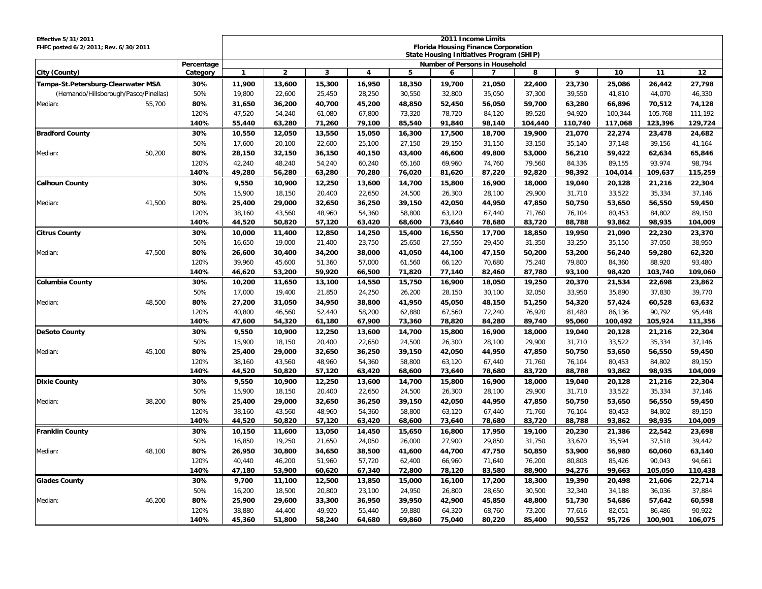Effective 5/31/2011
FHFC posted 6/2/2011; Rev. 6/30/2011

**2011 Income Limits**
**Florida Housing Finance Corporation**
**State Housing Initiatives Program (SHIP)**

| City (County) | | Percentage Category | Number of Persons in Household | | | | | | | | | | | |
|---|---|---|---|---|---|---|---|---|---|---|---|---|---|---|
| | | | 1 | 2 | 3 | 4 | 5 | 6 | 7 | 8 | 9 | 10 | 11 | 12 |
| **Tampa-St.Petersburg-Clearwater MSA** | | **30%** | **11,900** | **13,600** | **15,300** | **16,950** | **18,350** | **19,700** | **21,050** | **22,400** | **23,730** | **25,086** | **26,442** | **27,798** |
| (Hernando/Hillsborough/Pasco/Pinellas) | | 50% | 19,800 | 22,600 | 25,450 | 28,250 | 30,550 | 32,800 | 35,050 | 37,300 | 39,550 | 41,810 | 44,070 | 46,330 |
| Median: | 55,700 | **80%** | **31,650** | **36,200** | **40,700** | **45,200** | **48,850** | **52,450** | **56,050** | **59,700** | **63,280** | **66,896** | **70,512** | **74,128** |
| | | 120% | 47,520 | 54,240 | 61,080 | 67,800 | 73,320 | 78,720 | 84,120 | 89,520 | 94,920 | 100,344 | 105,768 | 111,192 |
| | | **140%** | **55,440** | **63,280** | **71,260** | **79,100** | **85,540** | **91,840** | **98,140** | **104,440** | **110,740** | **117,068** | **123,396** | **129,724** |
| **Bradford County** | | **30%** | **10,550** | **12,050** | **13,550** | **15,050** | **16,300** | **17,500** | **18,700** | **19,900** | **21,070** | **22,274** | **23,478** | **24,682** |
| | | 50% | 17,600 | 20,100 | 22,600 | 25,100 | 27,150 | 29,150 | 31,150 | 33,150 | 35,140 | 37,148 | 39,156 | 41,164 |
| Median: | 50,200 | **80%** | **28,150** | **32,150** | **36,150** | **40,150** | **43,400** | **46,600** | **49,800** | **53,000** | **56,210** | **59,422** | **62,634** | **65,846** |
| | | 120% | 42,240 | 48,240 | 54,240 | 60,240 | 65,160 | 69,960 | 74,760 | 79,560 | 84,336 | 89,155 | 93,974 | 98,794 |
| | | **140%** | **49,280** | **56,280** | **63,280** | **70,280** | **76,020** | **81,620** | **87,220** | **92,820** | **98,392** | **104,014** | **109,637** | **115,259** |
| **Calhoun County** | | **30%** | **9,550** | **10,900** | **12,250** | **13,600** | **14,700** | **15,800** | **16,900** | **18,000** | **19,040** | **20,128** | **21,216** | **22,304** |
| | | 50% | 15,900 | 18,150 | 20,400 | 22,650 | 24,500 | 26,300 | 28,100 | 29,900 | 31,710 | 33,522 | 35,334 | 37,146 |
| Median: | 41,500 | **80%** | **25,400** | **29,000** | **32,650** | **36,250** | **39,150** | **42,050** | **44,950** | **47,850** | **50,750** | **53,650** | **56,550** | **59,450** |
| | | 120% | 38,160 | 43,560 | 48,960 | 54,360 | 58,800 | 63,120 | 67,440 | 71,760 | 76,104 | 80,453 | 84,802 | 89,150 |
| | | **140%** | **44,520** | **50,820** | **57,120** | **63,420** | **68,600** | **73,640** | **78,680** | **83,720** | **88,788** | **93,862** | **98,935** | **104,009** |
| **Citrus County** | | **30%** | **10,000** | **11,400** | **12,850** | **14,250** | **15,400** | **16,550** | **17,700** | **18,850** | **19,950** | **21,090** | **22,230** | **23,370** |
| | | 50% | 16,650 | 19,000 | 21,400 | 23,750 | 25,650 | 27,550 | 29,450 | 31,350 | 33,250 | 35,150 | 37,050 | 38,950 |
| Median: | 47,500 | **80%** | **26,600** | **30,400** | **34,200** | **38,000** | **41,050** | **44,100** | **47,150** | **50,200** | **53,200** | **56,240** | **59,280** | **62,320** |
| | | 120% | 39,960 | 45,600 | 51,360 | 57,000 | 61,560 | 66,120 | 70,680 | 75,240 | 79,800 | 84,360 | 88,920 | 93,480 |
| | | **140%** | **46,620** | **53,200** | **59,920** | **66,500** | **71,820** | **77,140** | **82,460** | **87,780** | **93,100** | **98,420** | **103,740** | **109,060** |
| **Columbia County** | | **30%** | **10,200** | **11,650** | **13,100** | **14,550** | **15,750** | **16,900** | **18,050** | **19,250** | **20,370** | **21,534** | **22,698** | **23,862** |
| | | 50% | 17,000 | 19,400 | 21,850 | 24,250 | 26,200 | 28,150 | 30,100 | 32,050 | 33,950 | 35,890 | 37,830 | 39,770 |
| Median: | 48,500 | **80%** | **27,200** | **31,050** | **34,950** | **38,800** | **41,950** | **45,050** | **48,150** | **51,250** | **54,320** | **57,424** | **60,528** | **63,632** |
| | | 120% | 40,800 | 46,560 | 52,440 | 58,200 | 62,880 | 67,560 | 72,240 | 76,920 | 81,480 | 86,136 | 90,792 | 95,448 |
| | | **140%** | **47,600** | **54,320** | **61,180** | **67,900** | **73,360** | **78,820** | **84,280** | **89,740** | **95,060** | **100,492** | **105,924** | **111,356** |
| **DeSoto County** | | **30%** | **9,550** | **10,900** | **12,250** | **13,600** | **14,700** | **15,800** | **16,900** | **18,000** | **19,040** | **20,128** | **21,216** | **22,304** |
| | | 50% | 15,900 | 18,150 | 20,400 | 22,650 | 24,500 | 26,300 | 28,100 | 29,900 | 31,710 | 33,522 | 35,334 | 37,146 |
| Median: | 45,100 | **80%** | **25,400** | **29,000** | **32,650** | **36,250** | **39,150** | **42,050** | **44,950** | **47,850** | **50,750** | **53,650** | **56,550** | **59,450** |
| | | 120% | 38,160 | 43,560 | 48,960 | 54,360 | 58,800 | 63,120 | 67,440 | 71,760 | 76,104 | 80,453 | 84,802 | 89,150 |
| | | **140%** | **44,520** | **50,820** | **57,120** | **63,420** | **68,600** | **73,640** | **78,680** | **83,720** | **88,788** | **93,862** | **98,935** | **104,009** |
| **Dixie County** | | **30%** | **9,550** | **10,900** | **12,250** | **13,600** | **14,700** | **15,800** | **16,900** | **18,000** | **19,040** | **20,128** | **21,216** | **22,304** |
| | | 50% | 15,900 | 18,150 | 20,400 | 22,650 | 24,500 | 26,300 | 28,100 | 29,900 | 31,710 | 33,522 | 35,334 | 37,146 |
| Median: | 38,200 | **80%** | **25,400** | **29,000** | **32,650** | **36,250** | **39,150** | **42,050** | **44,950** | **47,850** | **50,750** | **53,650** | **56,550** | **59,450** |
| | | 120% | 38,160 | 43,560 | 48,960 | 54,360 | 58,800 | 63,120 | 67,440 | 71,760 | 76,104 | 80,453 | 84,802 | 89,150 |
| | | **140%** | **44,520** | **50,820** | **57,120** | **63,420** | **68,600** | **73,640** | **78,680** | **83,720** | **88,788** | **93,862** | **98,935** | **104,009** |
| **Franklin County** | | **30%** | **10,150** | **11,600** | **13,050** | **14,450** | **15,650** | **16,800** | **17,950** | **19,100** | **20,230** | **21,386** | **22,542** | **23,698** |
| | | 50% | 16,850 | 19,250 | 21,650 | 24,050 | 26,000 | 27,900 | 29,850 | 31,750 | 33,670 | 35,594 | 37,518 | 39,442 |
| Median: | 48,100 | **80%** | **26,950** | **30,800** | **34,650** | **38,500** | **41,600** | **44,700** | **47,750** | **50,850** | **53,900** | **56,980** | **60,060** | **63,140** |
| | | 120% | 40,440 | 46,200 | 51,960 | 57,720 | 62,400 | 66,960 | 71,640 | 76,200 | 80,808 | 85,426 | 90,043 | 94,661 |
| | | **140%** | **47,180** | **53,900** | **60,620** | **67,340** | **72,800** | **78,120** | **83,580** | **88,900** | **94,276** | **99,663** | **105,050** | **110,438** |
| **Glades County** | | **30%** | **9,700** | **11,100** | **12,500** | **13,850** | **15,000** | **16,100** | **17,200** | **18,300** | **19,390** | **20,498** | **21,606** | **22,714** |
| | | 50% | 16,200 | 18,500 | 20,800 | 23,100 | 24,950 | 26,800 | 28,650 | 30,500 | 32,340 | 34,188 | 36,036 | 37,884 |
| Median: | 46,200 | **80%** | **25,900** | **29,600** | **33,300** | **36,950** | **39,950** | **42,900** | **45,850** | **48,800** | **51,730** | **54,686** | **57,642** | **60,598** |
| | | 120% | 38,880 | 44,400 | 49,920 | 55,440 | 59,880 | 64,320 | 68,760 | 73,200 | 77,616 | 82,051 | 86,486 | 90,922 |
| | | **140%** | **45,360** | **51,800** | **58,240** | **64,680** | **69,860** | **75,040** | **80,220** | **85,400** | **90,552** | **95,726** | **100,901** | **106,075** |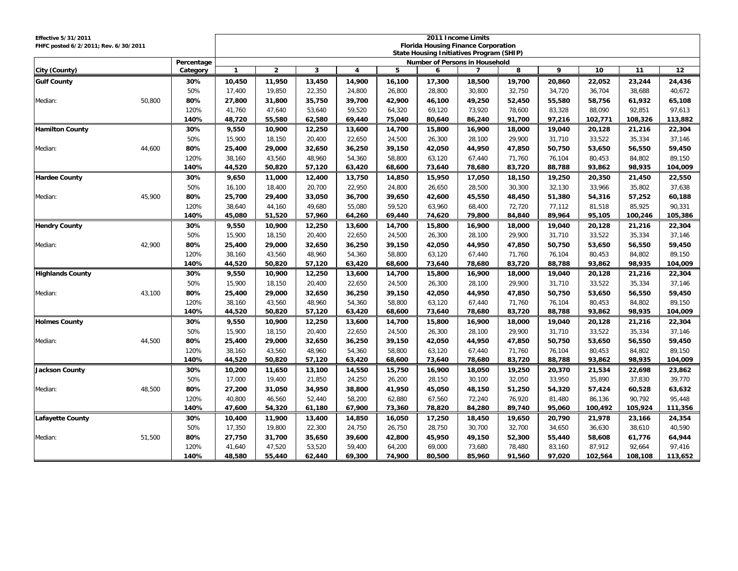Effective 5/31/2011
FHFC posted 6/2/2011; Rev. 6/30/2011

**2011 Income Limits**
**Florida Housing Finance Corporation**
**State Housing Initiatives Program (SHIP)**

| City (County) | | Percentage Category | Number of Persons in Household | | | | | | | | | | | |
|---|---|---|---|---|---|---|---|---|---|---|---|---|---|---|
| | | | 1 | 2 | 3 | 4 | 5 | 6 | 7 | 8 | 9 | 10 | 11 | 12 |
| **Gulf County** | | **30%** | **10,450** | **11,950** | **13,450** | **14,900** | **16,100** | **17,300** | **18,500** | **19,700** | **20,860** | **22,052** | **23,244** | **24,436** |
| | | 50% | 17,400 | 19,850 | 22,350 | 24,800 | 26,800 | 28,800 | 30,800 | 32,750 | 34,720 | 36,704 | 38,688 | 40,672 |
| Median: | 50,800 | **80%** | **27,800** | **31,800** | **35,750** | **39,700** | **42,900** | **46,100** | **49,250** | **52,450** | **55,580** | **58,756** | **61,932** | **65,108** |
| | | 120% | 41,760 | 47,640 | 53,640 | 59,520 | 64,320 | 69,120 | 73,920 | 78,600 | 83,328 | 88,090 | 92,851 | 97,613 |
| | | **140%** | **48,720** | **55,580** | **62,580** | **69,440** | **75,040** | **80,640** | **86,240** | **91,700** | **97,216** | **102,771** | **108,326** | **113,882** |
| **Hamilton County** | | **30%** | **9,550** | **10,900** | **12,250** | **13,600** | **14,700** | **15,800** | **16,900** | **18,000** | **19,040** | **20,128** | **21,216** | **22,304** |
| | | 50% | 15,900 | 18,150 | 20,400 | 22,650 | 24,500 | 26,300 | 28,100 | 29,900 | 31,710 | 33,522 | 35,334 | 37,146 |
| Median: | 44,600 | **80%** | **25,400** | **29,000** | **32,650** | **36,250** | **39,150** | **42,050** | **44,950** | **47,850** | **50,750** | **53,650** | **56,550** | **59,450** |
| | | 120% | 38,160 | 43,560 | 48,960 | 54,360 | 58,800 | 63,120 | 67,440 | 71,760 | 76,104 | 80,453 | 84,802 | 89,150 |
| | | **140%** | **44,520** | **50,820** | **57,120** | **63,420** | **68,600** | **73,640** | **78,680** | **83,720** | **88,788** | **93,862** | **98,935** | **104,009** |
| **Hardee County** | | **30%** | **9,650** | **11,000** | **12,400** | **13,750** | **14,850** | **15,950** | **17,050** | **18,150** | **19,250** | **20,350** | **21,450** | **22,550** |
| | | 50% | 16,100 | 18,400 | 20,700 | 22,950 | 24,800 | 26,650 | 28,500 | 30,300 | 32,130 | 33,966 | 35,802 | 37,638 |
| Median: | 45,900 | **80%** | **25,700** | **29,400** | **33,050** | **36,700** | **39,650** | **42,600** | **45,550** | **48,450** | **51,380** | **54,316** | **57,252** | **60,188** |
| | | 120% | 38,640 | 44,160 | 49,680 | 55,080 | 59,520 | 63,960 | 68,400 | 72,720 | 77,112 | 81,518 | 85,925 | 90,331 |
| | | **140%** | **45,080** | **51,520** | **57,960** | **64,260** | **69,440** | **74,620** | **79,800** | **84,840** | **89,964** | **95,105** | **100,246** | **105,386** |
| **Hendry County** | | **30%** | **9,550** | **10,900** | **12,250** | **13,600** | **14,700** | **15,800** | **16,900** | **18,000** | **19,040** | **20,128** | **21,216** | **22,304** |
| | | 50% | 15,900 | 18,150 | 20,400 | 22,650 | 24,500 | 26,300 | 28,100 | 29,900 | 31,710 | 33,522 | 35,334 | 37,146 |
| Median: | 42,900 | **80%** | **25,400** | **29,000** | **32,650** | **36,250** | **39,150** | **42,050** | **44,950** | **47,850** | **50,750** | **53,650** | **56,550** | **59,450** |
| | | 120% | 38,160 | 43,560 | 48,960 | 54,360 | 58,800 | 63,120 | 67,440 | 71,760 | 76,104 | 80,453 | 84,802 | 89,150 |
| | | **140%** | **44,520** | **50,820** | **57,120** | **63,420** | **68,600** | **73,640** | **78,680** | **83,720** | **88,788** | **93,862** | **98,935** | **104,009** |
| **Highlands County** | | **30%** | **9,550** | **10,900** | **12,250** | **13,600** | **14,700** | **15,800** | **16,900** | **18,000** | **19,040** | **20,128** | **21,216** | **22,304** |
| | | 50% | 15,900 | 18,150 | 20,400 | 22,650 | 24,500 | 26,300 | 28,100 | 29,900 | 31,710 | 33,522 | 35,334 | 37,146 |
| Median: | 43,100 | **80%** | **25,400** | **29,000** | **32,650** | **36,250** | **39,150** | **42,050** | **44,950** | **47,850** | **50,750** | **53,650** | **56,550** | **59,450** |
| | | 120% | 38,160 | 43,560 | 48,960 | 54,360 | 58,800 | 63,120 | 67,440 | 71,760 | 76,104 | 80,453 | 84,802 | 89,150 |
| | | **140%** | **44,520** | **50,820** | **57,120** | **63,420** | **68,600** | **73,640** | **78,680** | **83,720** | **88,788** | **93,862** | **98,935** | **104,009** |
| **Holmes County** | | **30%** | **9,550** | **10,900** | **12,250** | **13,600** | **14,700** | **15,800** | **16,900** | **18,000** | **19,040** | **20,128** | **21,216** | **22,304** |
| | | 50% | 15,900 | 18,150 | 20,400 | 22,650 | 24,500 | 26,300 | 28,100 | 29,900 | 31,710 | 33,522 | 35,334 | 37,146 |
| Median: | 44,500 | **80%** | **25,400** | **29,000** | **32,650** | **36,250** | **39,150** | **42,050** | **44,950** | **47,850** | **50,750** | **53,650** | **56,550** | **59,450** |
| | | 120% | 38,160 | 43,560 | 48,960 | 54,360 | 58,800 | 63,120 | 67,440 | 71,760 | 76,104 | 80,453 | 84,802 | 89,150 |
| | | **140%** | **44,520** | **50,820** | **57,120** | **63,420** | **68,600** | **73,640** | **78,680** | **83,720** | **88,788** | **93,862** | **98,935** | **104,009** |
| **Jackson County** | | **30%** | **10,200** | **11,650** | **13,100** | **14,550** | **15,750** | **16,900** | **18,050** | **19,250** | **20,370** | **21,534** | **22,698** | **23,862** |
| | | 50% | 17,000 | 19,400 | 21,850 | 24,250 | 26,200 | 28,150 | 30,100 | 32,050 | 33,950 | 35,890 | 37,830 | 39,770 |
| Median: | 48,500 | **80%** | **27,200** | **31,050** | **34,950** | **38,800** | **41,950** | **45,050** | **48,150** | **51,250** | **54,320** | **57,424** | **60,528** | **63,632** |
| | | 120% | 40,800 | 46,560 | 52,440 | 58,200 | 62,880 | 67,560 | 72,240 | 76,920 | 81,480 | 86,136 | 90,792 | 95,448 |
| | | **140%** | **47,600** | **54,320** | **61,180** | **67,900** | **73,360** | **78,820** | **84,280** | **89,740** | **95,060** | **100,492** | **105,924** | **111,356** |
| **Lafayette County** | | **30%** | **10,400** | **11,900** | **13,400** | **14,850** | **16,050** | **17,250** | **18,450** | **19,650** | **20,790** | **21,978** | **23,166** | **24,354** |
| | | 50% | 17,350 | 19,800 | 22,300 | 24,750 | 26,750 | 28,750 | 30,700 | 32,700 | 34,650 | 36,630 | 38,610 | 40,590 |
| Median: | 51,500 | **80%** | **27,750** | **31,700** | **35,650** | **39,600** | **42,800** | **45,950** | **49,150** | **52,300** | **55,440** | **58,608** | **61,776** | **64,944** |
| | | 120% | 41,640 | 47,520 | 53,520 | 59,400 | 64,200 | 69,000 | 73,680 | 78,480 | 83,160 | 87,912 | 92,664 | 97,416 |
| | | **140%** | **48,580** | **55,440** | **62,440** | **69,300** | **74,900** | **80,500** | **85,960** | **91,560** | **97,020** | **102,564** | **108,108** | **113,652** |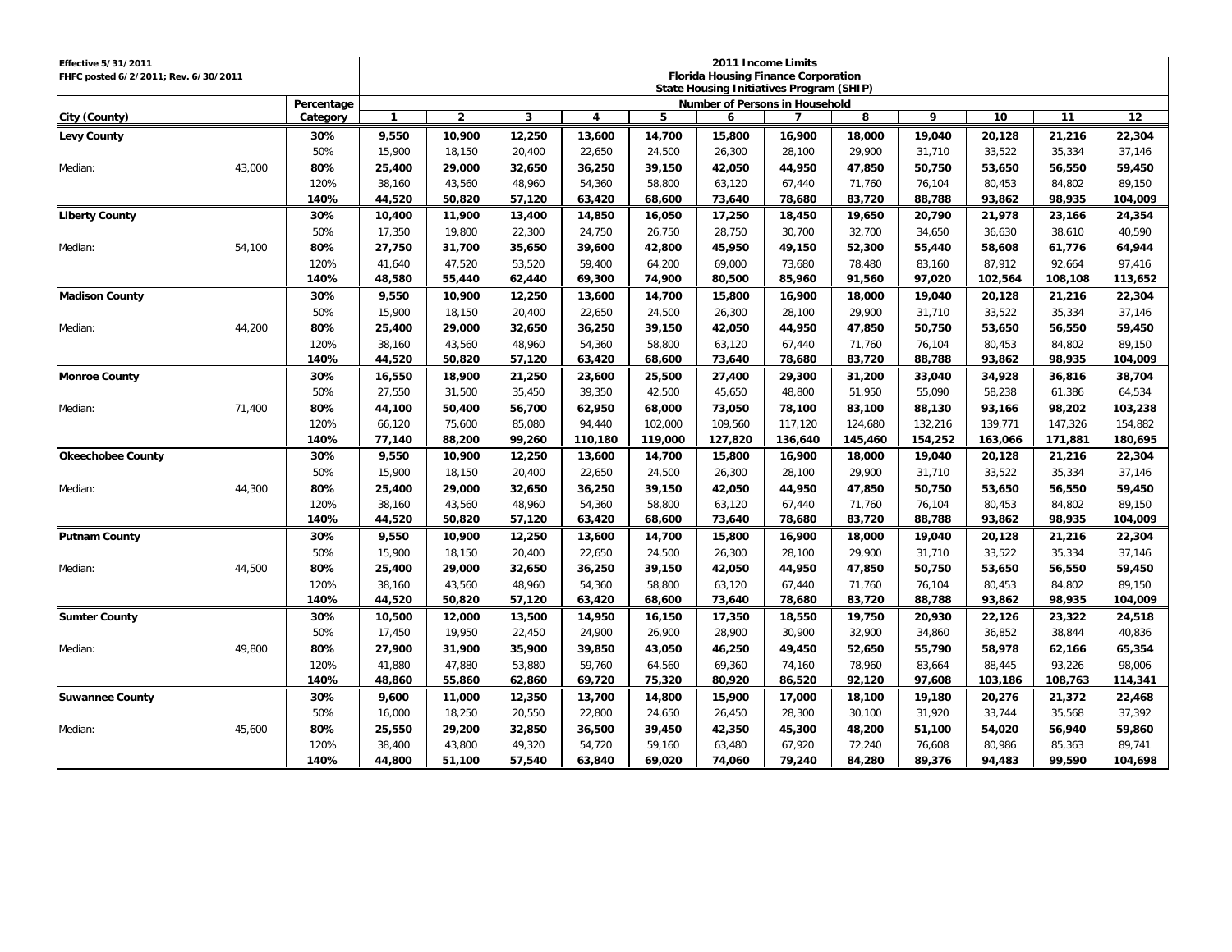Effective 5/31/2011
FHFC posted 6/2/2011; Rev. 6/30/2011

**2011 Income Limits**
**Florida Housing Finance Corporation**
**State Housing Initiatives Program (SHIP)**

| City (County) | | Percentage Category | Number of Persons in Household | | | | | | | | | | | |
|---|---|---|---|---|---|---|---|---|---|---|---|---|---|---|
| | | | 1 | 2 | 3 | 4 | 5 | 6 | 7 | 8 | 9 | 10 | 11 | 12 |
| **Levy County** | | **30%** | **9,550** | **10,900** | **12,250** | **13,600** | **14,700** | **15,800** | **16,900** | **18,000** | **19,040** | **20,128** | **21,216** | **22,304** |
| | | 50% | 15,900 | 18,150 | 20,400 | 22,650 | 24,500 | 26,300 | 28,100 | 29,900 | 31,710 | 33,522 | 35,334 | 37,146 |
| Median: | 43,000 | **80%** | **25,400** | **29,000** | **32,650** | **36,250** | **39,150** | **42,050** | **44,950** | **47,850** | **50,750** | **53,650** | **56,550** | **59,450** |
| | | 120% | 38,160 | 43,560 | 48,960 | 54,360 | 58,800 | 63,120 | 67,440 | 71,760 | 76,104 | 80,453 | 84,802 | 89,150 |
| | | **140%** | **44,520** | **50,820** | **57,120** | **63,420** | **68,600** | **73,640** | **78,680** | **83,720** | **88,788** | **93,862** | **98,935** | **104,009** |
| **Liberty County** | | **30%** | **10,400** | **11,900** | **13,400** | **14,850** | **16,050** | **17,250** | **18,450** | **19,650** | **20,790** | **21,978** | **23,166** | **24,354** |
| | | 50% | 17,350 | 19,800 | 22,300 | 24,750 | 26,750 | 28,750 | 30,700 | 32,700 | 34,650 | 36,630 | 38,610 | 40,590 |
| Median: | 54,100 | **80%** | **27,750** | **31,700** | **35,650** | **39,600** | **42,800** | **45,950** | **49,150** | **52,300** | **55,440** | **58,608** | **61,776** | **64,944** |
| | | 120% | 41,640 | 47,520 | 53,520 | 59,400 | 64,200 | 69,000 | 73,680 | 78,480 | 83,160 | 87,912 | 92,664 | 97,416 |
| | | **140%** | **48,580** | **55,440** | **62,440** | **69,300** | **74,900** | **80,500** | **85,960** | **91,560** | **97,020** | **102,564** | **108,108** | **113,652** |
| **Madison County** | | **30%** | **9,550** | **10,900** | **12,250** | **13,600** | **14,700** | **15,800** | **16,900** | **18,000** | **19,040** | **20,128** | **21,216** | **22,304** |
| | | 50% | 15,900 | 18,150 | 20,400 | 22,650 | 24,500 | 26,300 | 28,100 | 29,900 | 31,710 | 33,522 | 35,334 | 37,146 |
| Median: | 44,200 | **80%** | **25,400** | **29,000** | **32,650** | **36,250** | **39,150** | **42,050** | **44,950** | **47,850** | **50,750** | **53,650** | **56,550** | **59,450** |
| | | 120% | 38,160 | 43,560 | 48,960 | 54,360 | 58,800 | 63,120 | 67,440 | 71,760 | 76,104 | 80,453 | 84,802 | 89,150 |
| | | **140%** | **44,520** | **50,820** | **57,120** | **63,420** | **68,600** | **73,640** | **78,680** | **83,720** | **88,788** | **93,862** | **98,935** | **104,009** |
| **Monroe County** | | **30%** | **16,550** | **18,900** | **21,250** | **23,600** | **25,500** | **27,400** | **29,300** | **31,200** | **33,040** | **34,928** | **36,816** | **38,704** |
| | | 50% | 27,550 | 31,500 | 35,450 | 39,350 | 42,500 | 45,650 | 48,800 | 51,950 | 55,090 | 58,238 | 61,386 | 64,534 |
| Median: | 71,400 | **80%** | **44,100** | **50,400** | **56,700** | **62,950** | **68,000** | **73,050** | **78,100** | **83,100** | **88,130** | **93,166** | **98,202** | **103,238** |
| | | 120% | 66,120 | 75,600 | 85,080 | 94,440 | 102,000 | 109,560 | 117,120 | 124,680 | 132,216 | 139,771 | 147,326 | 154,882 |
| | | **140%** | **77,140** | **88,200** | **99,260** | **110,180** | **119,000** | **127,820** | **136,640** | **145,460** | **154,252** | **163,066** | **171,881** | **180,695** |
| **Okeechobee County** | | **30%** | **9,550** | **10,900** | **12,250** | **13,600** | **14,700** | **15,800** | **16,900** | **18,000** | **19,040** | **20,128** | **21,216** | **22,304** |
| | | 50% | 15,900 | 18,150 | 20,400 | 22,650 | 24,500 | 26,300 | 28,100 | 29,900 | 31,710 | 33,522 | 35,334 | 37,146 |
| Median: | 44,300 | **80%** | **25,400** | **29,000** | **32,650** | **36,250** | **39,150** | **42,050** | **44,950** | **47,850** | **50,750** | **53,650** | **56,550** | **59,450** |
| | | 120% | 38,160 | 43,560 | 48,960 | 54,360 | 58,800 | 63,120 | 67,440 | 71,760 | 76,104 | 80,453 | 84,802 | 89,150 |
| | | **140%** | **44,520** | **50,820** | **57,120** | **63,420** | **68,600** | **73,640** | **78,680** | **83,720** | **88,788** | **93,862** | **98,935** | **104,009** |
| **Putnam County** | | **30%** | **9,550** | **10,900** | **12,250** | **13,600** | **14,700** | **15,800** | **16,900** | **18,000** | **19,040** | **20,128** | **21,216** | **22,304** |
| | | 50% | 15,900 | 18,150 | 20,400 | 22,650 | 24,500 | 26,300 | 28,100 | 29,900 | 31,710 | 33,522 | 35,334 | 37,146 |
| Median: | 44,500 | **80%** | **25,400** | **29,000** | **32,650** | **36,250** | **39,150** | **42,050** | **44,950** | **47,850** | **50,750** | **53,650** | **56,550** | **59,450** |
| | | 120% | 38,160 | 43,560 | 48,960 | 54,360 | 58,800 | 63,120 | 67,440 | 71,760 | 76,104 | 80,453 | 84,802 | 89,150 |
| | | **140%** | **44,520** | **50,820** | **57,120** | **63,420** | **68,600** | **73,640** | **78,680** | **83,720** | **88,788** | **93,862** | **98,935** | **104,009** |
| **Sumter County** | | **30%** | **10,500** | **12,000** | **13,500** | **14,950** | **16,150** | **17,350** | **18,550** | **19,750** | **20,930** | **22,126** | **23,322** | **24,518** |
| | | 50% | 17,450 | 19,950 | 22,450 | 24,900 | 26,900 | 28,900 | 30,900 | 32,900 | 34,860 | 36,852 | 38,844 | 40,836 |
| Median: | 49,800 | **80%** | **27,900** | **31,900** | **35,900** | **39,850** | **43,050** | **46,250** | **49,450** | **52,650** | **55,790** | **58,978** | **62,166** | **65,354** |
| | | 120% | 41,880 | 47,880 | 53,880 | 59,760 | 64,560 | 69,360 | 74,160 | 78,960 | 83,664 | 88,445 | 93,226 | 98,006 |
| | | **140%** | **48,860** | **55,860** | **62,860** | **69,720** | **75,320** | **80,920** | **86,520** | **92,120** | **97,608** | **103,186** | **108,763** | **114,341** |
| **Suwannee County** | | **30%** | **9,600** | **11,000** | **12,350** | **13,700** | **14,800** | **15,900** | **17,000** | **18,100** | **19,180** | **20,276** | **21,372** | **22,468** |
| | | 50% | 16,000 | 18,250 | 20,550 | 22,800 | 24,650 | 26,450 | 28,300 | 30,100 | 31,920 | 33,744 | 35,568 | 37,392 |
| Median: | 45,600 | **80%** | **25,550** | **29,200** | **32,850** | **36,500** | **39,450** | **42,350** | **45,300** | **48,200** | **51,100** | **54,020** | **56,940** | **59,860** |
| | | 120% | 38,400 | 43,800 | 49,320 | 54,720 | 59,160 | 63,480 | 67,920 | 72,240 | 76,608 | 80,986 | 85,363 | 89,741 |
| | | **140%** | **44,800** | **51,100** | **57,540** | **63,840** | **69,020** | **74,060** | **79,240** | **84,280** | **89,376** | **94,483** | **99,590** | **104,698** |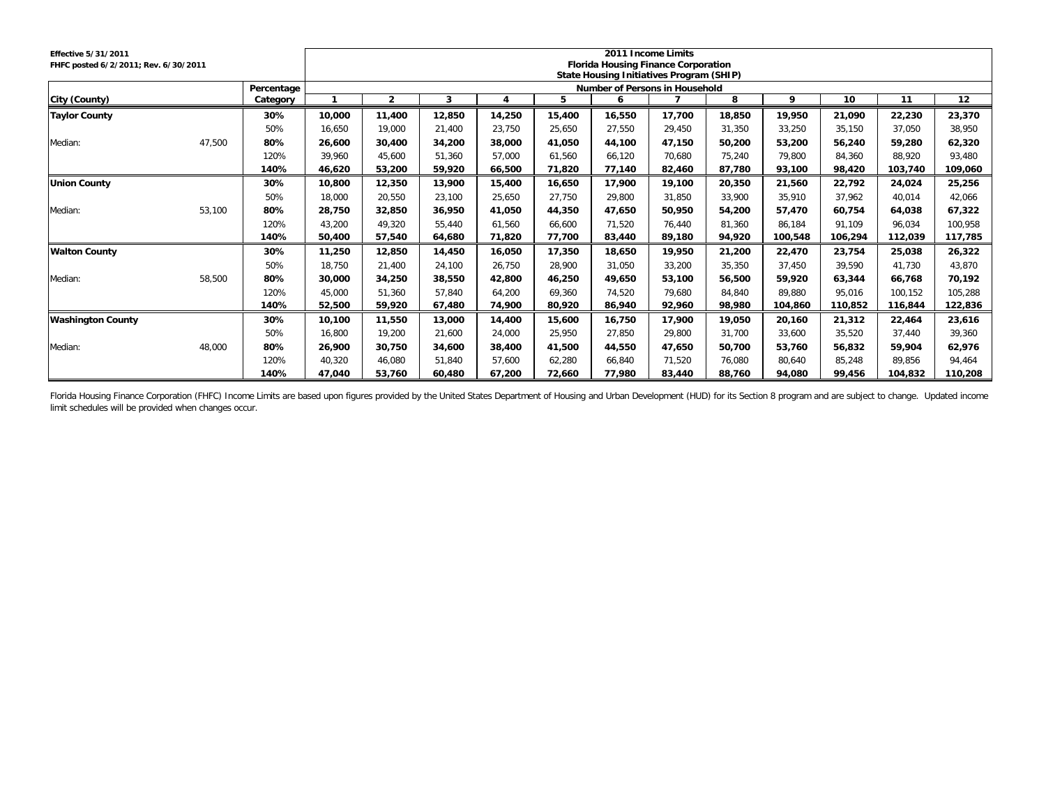Effective 5/31/2011
FHFC posted 6/2/2011; Rev. 6/30/2011

| City (County) | | Percentage Category | 2011 Income Limits Florida Housing Finance Corporation State Housing Initiatives Program (SHIP) Number of Persons in Household | | | | | | | | | | | |
|---|---|---|---|---|---|---|---|---|---|---|---|---|---|---|
| | | | 1 | 2 | 3 | 4 | 5 | 6 | 7 | 8 | 9 | 10 | 11 | 12 |
| **Taylor County** | | **30%** | **10,000** | **11,400** | **12,850** | **14,250** | **15,400** | **16,550** | **17,700** | **18,850** | **19,950** | **21,090** | **22,230** | **23,370** |
| | | 50% | 16,650 | 19,000 | 21,400 | 23,750 | 25,650 | 27,550 | 29,450 | 31,350 | 33,250 | 35,150 | 37,050 | 38,950 |
| Median: | 47,500 | **80%** | **26,600** | **30,400** | **34,200** | **38,000** | **41,050** | **44,100** | **47,150** | **50,200** | **53,200** | **56,240** | **59,280** | **62,320** |
| | | 120% | 39,960 | 45,600 | 51,360 | 57,000 | 61,560 | 66,120 | 70,680 | 75,240 | 79,800 | 84,360 | 88,920 | 93,480 |
| | | **140%** | **46,620** | **53,200** | **59,920** | **66,500** | **71,820** | **77,140** | **82,460** | **87,780** | **93,100** | **98,420** | **103,740** | **109,060** |
| **Union County** | | **30%** | **10,800** | **12,350** | **13,900** | **15,400** | **16,650** | **17,900** | **19,100** | **20,350** | **21,560** | **22,792** | **24,024** | **25,256** |
| | | 50% | 18,000 | 20,550 | 23,100 | 25,650 | 27,750 | 29,800 | 31,850 | 33,900 | 35,910 | 37,962 | 40,014 | 42,066 |
| Median: | 53,100 | **80%** | **28,750** | **32,850** | **36,950** | **41,050** | **44,350** | **47,650** | **50,950** | **54,200** | **57,470** | **60,754** | **64,038** | **67,322** |
| | | 120% | 43,200 | 49,320 | 55,440 | 61,560 | 66,600 | 71,520 | 76,440 | 81,360 | 86,184 | 91,109 | 96,034 | 100,958 |
| | | **140%** | **50,400** | **57,540** | **64,680** | **71,820** | **77,700** | **83,440** | **89,180** | **94,920** | **100,548** | **106,294** | **112,039** | **117,785** |
| **Walton County** | | **30%** | **11,250** | **12,850** | **14,450** | **16,050** | **17,350** | **18,650** | **19,950** | **21,200** | **22,470** | **23,754** | **25,038** | **26,322** |
| | | 50% | 18,750 | 21,400 | 24,100 | 26,750 | 28,900 | 31,050 | 33,200 | 35,350 | 37,450 | 39,590 | 41,730 | 43,870 |
| Median: | 58,500 | **80%** | **30,000** | **34,250** | **38,550** | **42,800** | **46,250** | **49,650** | **53,100** | **56,500** | **59,920** | **63,344** | **66,768** | **70,192** |
| | | 120% | 45,000 | 51,360 | 57,840 | 64,200 | 69,360 | 74,520 | 79,680 | 84,840 | 89,880 | 95,016 | 100,152 | 105,288 |
| | | **140%** | **52,500** | **59,920** | **67,480** | **74,900** | **80,920** | **86,940** | **92,960** | **98,980** | **104,860** | **110,852** | **116,844** | **122,836** |
| **Washington County** | | **30%** | **10,100** | **11,550** | **13,000** | **14,400** | **15,600** | **16,750** | **17,900** | **19,050** | **20,160** | **21,312** | **22,464** | **23,616** |
| | | 50% | 16,800 | 19,200 | 21,600 | 24,000 | 25,950 | 27,850 | 29,800 | 31,700 | 33,600 | 35,520 | 37,440 | 39,360 |
| Median: | 48,000 | **80%** | **26,900** | **30,750** | **34,600** | **38,400** | **41,500** | **44,550** | **47,650** | **50,700** | **53,760** | **56,832** | **59,904** | **62,976** |
| | | 120% | 40,320 | 46,080 | 51,840 | 57,600 | 62,280 | 66,840 | 71,520 | 76,080 | 80,640 | 85,248 | 89,856 | 94,464 |
| | | **140%** | **47,040** | **53,760** | **60,480** | **67,200** | **72,660** | **77,980** | **83,440** | **88,760** | **94,080** | **99,456** | **104,832** | **110,208** |

Florida Housing Finance Corporation (FHFC) Income Limits are based upon figures provided by the United States Department of Housing and Urban Development (HUD) for its Section 8 program and are subject to change. Updated income limit schedules will be provided when changes occur.